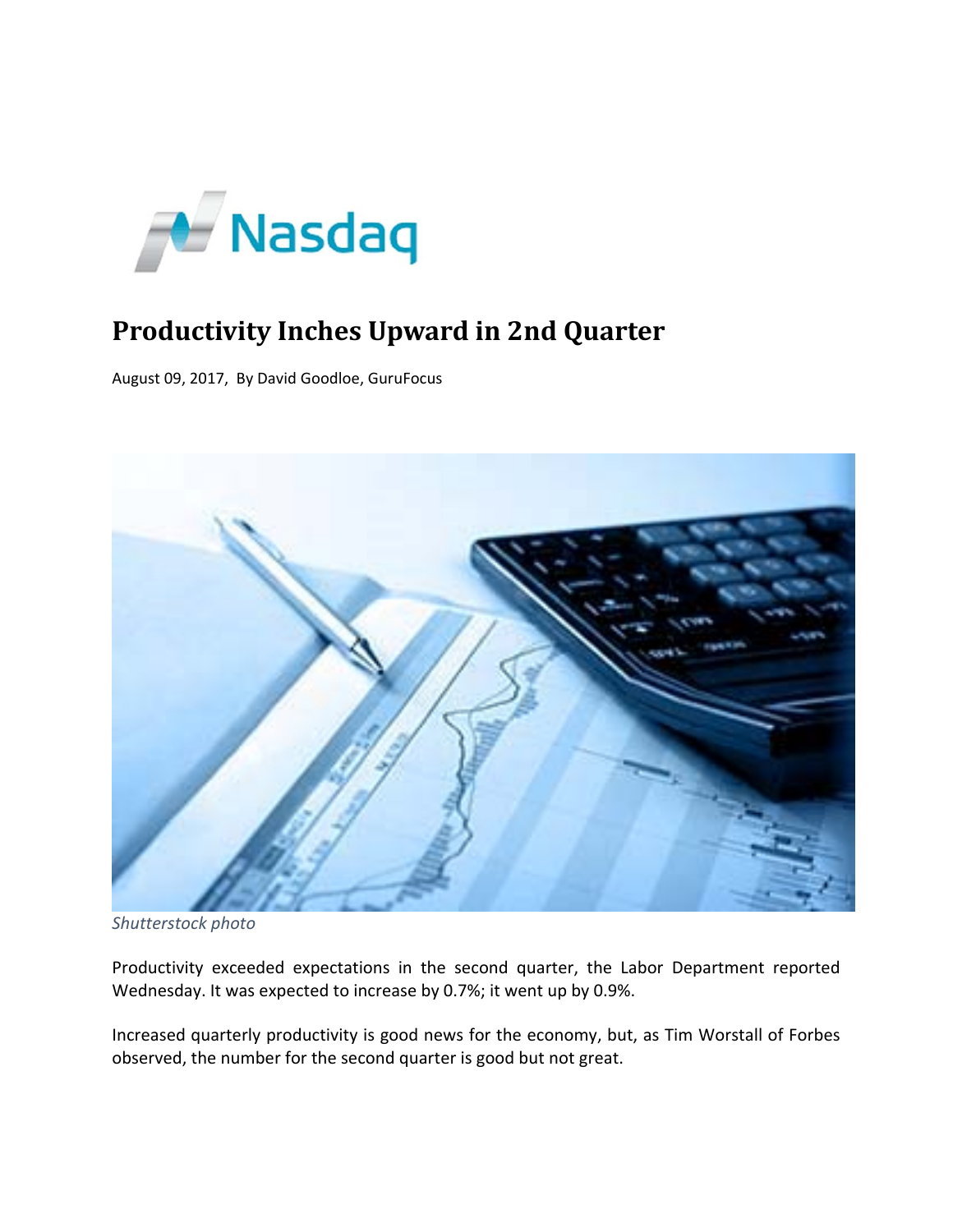Nasdaq

# Productivity Inches Upward in 2nd Quarter

August 09, 2017, By David Goodloe, GuruFocus

*Shutterstock photo*

Productivity exceeded expectations in the second quarter, the Labor Department reported Wednesday. It was expected to increase by 0.7%; it went up by 0.9%.

Increased quarterly productivity is good news for the economy, but, as Tim Worstall of Forbes observed, the number for the second quarter is good but not great.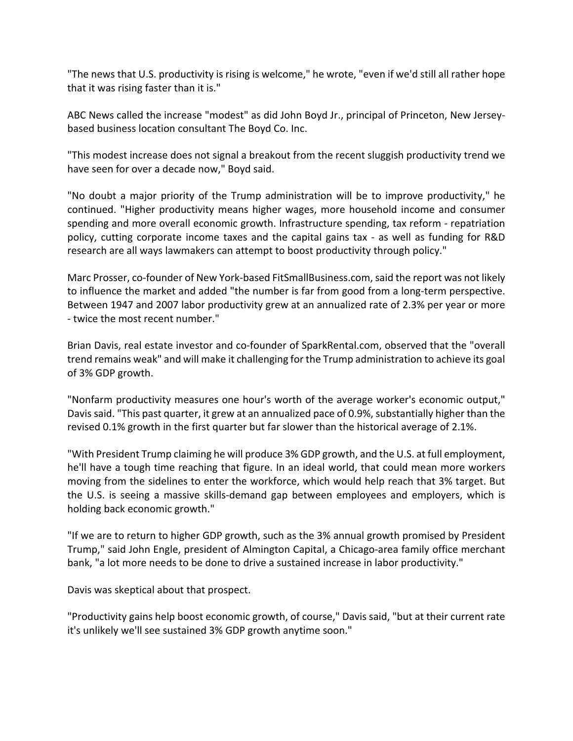"The news that U.S. productivity is rising is welcome," he wrote, "even if we'd still all rather hope that it was rising faster than it is."

ABC News called the increase "modest" as did John Boyd Jr., principal of Princeton, New Jersey-based business location consultant The Boyd Co. Inc.

"This modest increase does not signal a breakout from the recent sluggish productivity trend we have seen for over a decade now," Boyd said.

"No doubt a major priority of the Trump administration will be to improve productivity," he continued. "Higher productivity means higher wages, more household income and consumer spending and more overall economic growth. Infrastructure spending, tax reform - repatriation policy, cutting corporate income taxes and the capital gains tax - as well as funding for R&D research are all ways lawmakers can attempt to boost productivity through policy."

Marc Prosser, co-founder of New York-based FitSmallBusiness.com, said the report was not likely to influence the market and added "the number is far from good from a long-term perspective. Between 1947 and 2007 labor productivity grew at an annualized rate of 2.3% per year or more - twice the most recent number."

Brian Davis, real estate investor and co-founder of SparkRental.com, observed that the "overall trend remains weak" and will make it challenging for the Trump administration to achieve its goal of 3% GDP growth.

"Nonfarm productivity measures one hour's worth of the average worker's economic output," Davis said. "This past quarter, it grew at an annualized pace of 0.9%, substantially higher than the revised 0.1% growth in the first quarter but far slower than the historical average of 2.1%.

"With President Trump claiming he will produce 3% GDP growth, and the U.S. at full employment, he'll have a tough time reaching that figure. In an ideal world, that could mean more workers moving from the sidelines to enter the workforce, which would help reach that 3% target. But the U.S. is seeing a massive skills-demand gap between employees and employers, which is holding back economic growth."

"If we are to return to higher GDP growth, such as the 3% annual growth promised by President Trump," said John Engle, president of Almington Capital, a Chicago-area family office merchant bank, "a lot more needs to be done to drive a sustained increase in labor productivity."

Davis was skeptical about that prospect.

"Productivity gains help boost economic growth, of course," Davis said, "but at their current rate it's unlikely we'll see sustained 3% GDP growth anytime soon."